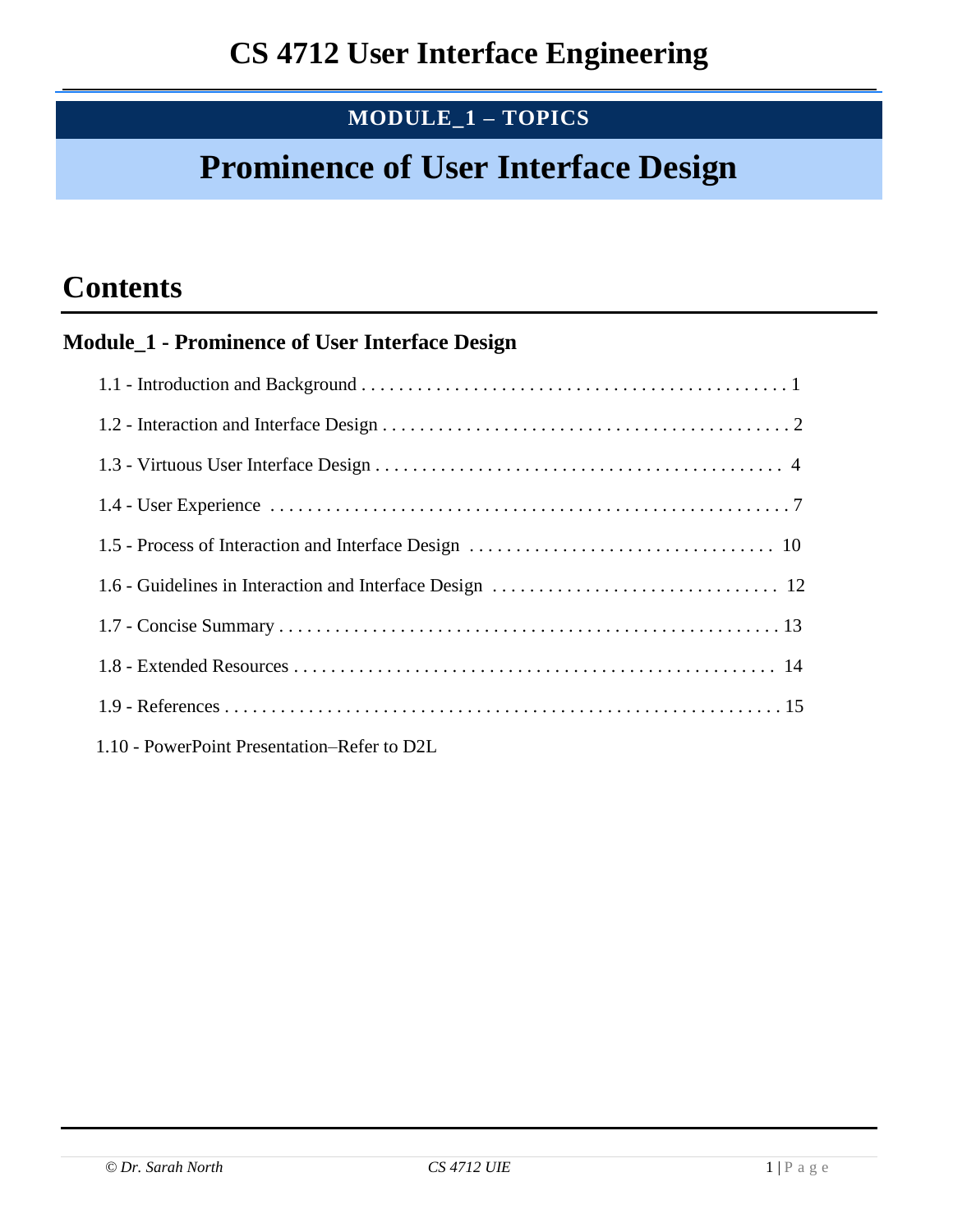# CS 4712 User Interface Engineering

**MODULE_1 – TOPICS**

# Prominence of User Interface Design

## Contents

### Module_1 - Prominence of User Interface Design

1.1 - Introduction and Background . . . . . . . . . . . . . . . . . . . . . . . . . . . . . . . . . . . . . . . . . . . . . . 1

1.2 - Interaction and Interface Design . . . . . . . . . . . . . . . . . . . . . . . . . . . . . . . . . . . . . . . . . . . . 2

1.3 - Virtuous User Interface Design . . . . . . . . . . . . . . . . . . . . . . . . . . . . . . . . . . . . . . . . . . . 4

1.4 - User Experience . . . . . . . . . . . . . . . . . . . . . . . . . . . . . . . . . . . . . . . . . . . . . . . . . . . . . . . 7

1.5 - Process of Interaction and Interface Design . . . . . . . . . . . . . . . . . . . . . . . . . . . . . . . . . 10

1.6 - Guidelines in Interaction and Interface Design . . . . . . . . . . . . . . . . . . . . . . . . . . . . . . . 12

1.7 - Concise Summary . . . . . . . . . . . . . . . . . . . . . . . . . . . . . . . . . . . . . . . . . . . . . . . . . . . . . 13

1.8 - Extended Resources . . . . . . . . . . . . . . . . . . . . . . . . . . . . . . . . . . . . . . . . . . . . . . . . . . . 14

1.9 - References . . . . . . . . . . . . . . . . . . . . . . . . . . . . . . . . . . . . . . . . . . . . . . . . . . . . . . . . . . . 15

1.10 - PowerPoint Presentation–Refer to D2L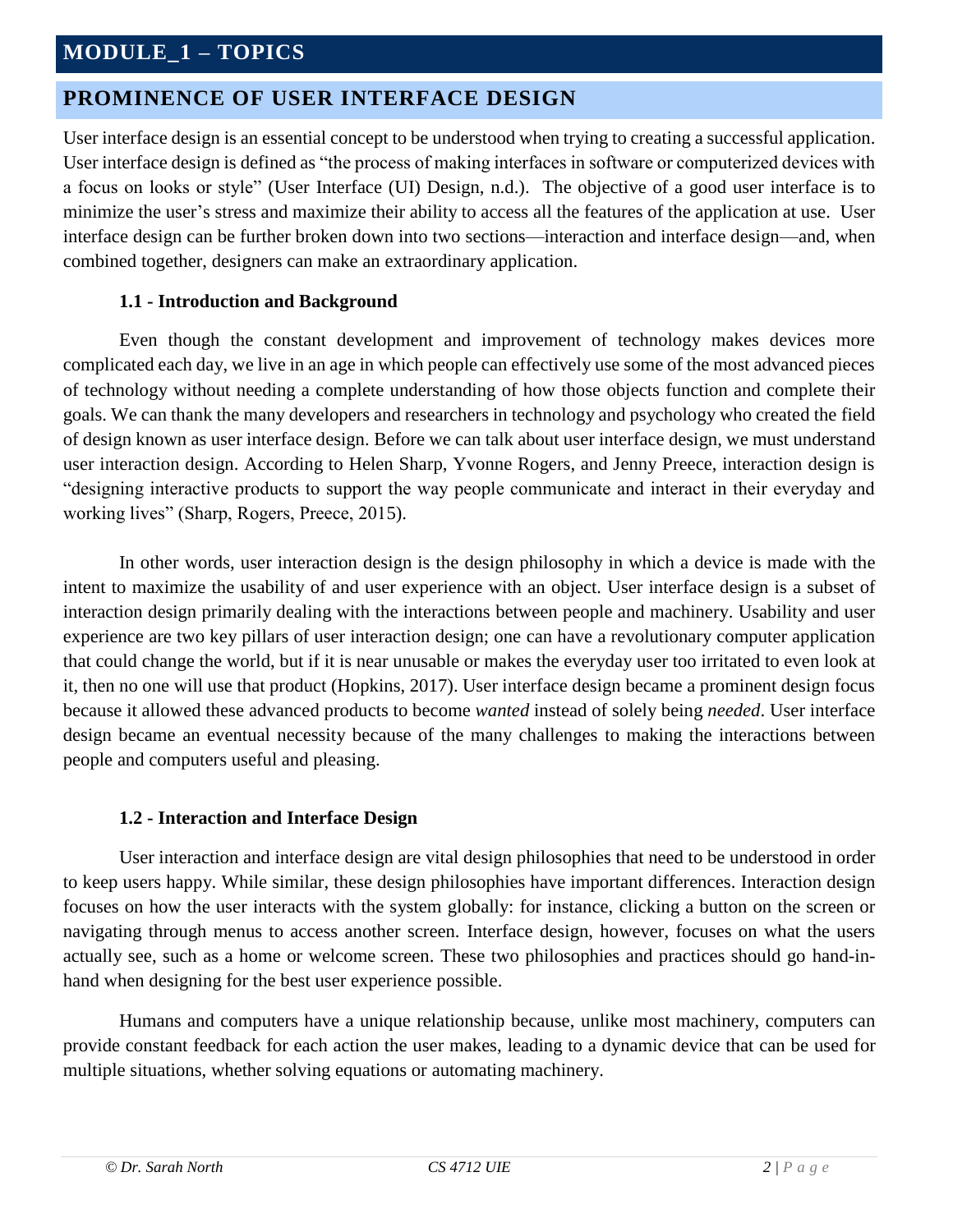# MODULE_1 – TOPICS

## PROMINENCE OF USER INTERFACE DESIGN

User interface design is an essential concept to be understood when trying to creating a successful application. User interface design is defined as "the process of making interfaces in software or computerized devices with a focus on looks or style" (User Interface (UI) Design, n.d.). The objective of a good user interface is to minimize the user's stress and maximize their ability to access all the features of the application at use. User interface design can be further broken down into two sections—interaction and interface design—and, when combined together, designers can make an extraordinary application.

### 1.1 - Introduction and Background

Even though the constant development and improvement of technology makes devices more complicated each day, we live in an age in which people can effectively use some of the most advanced pieces of technology without needing a complete understanding of how those objects function and complete their goals. We can thank the many developers and researchers in technology and psychology who created the field of design known as user interface design. Before we can talk about user interface design, we must understand user interaction design. According to Helen Sharp, Yvonne Rogers, and Jenny Preece, interaction design is "designing interactive products to support the way people communicate and interact in their everyday and working lives" (Sharp, Rogers, Preece, 2015).

In other words, user interaction design is the design philosophy in which a device is made with the intent to maximize the usability of and user experience with an object. User interface design is a subset of interaction design primarily dealing with the interactions between people and machinery. Usability and user experience are two key pillars of user interaction design; one can have a revolutionary computer application that could change the world, but if it is near unusable or makes the everyday user too irritated to even look at it, then no one will use that product (Hopkins, 2017). User interface design became a prominent design focus because it allowed these advanced products to become *wanted* instead of solely being *needed*. User interface design became an eventual necessity because of the many challenges to making the interactions between people and computers useful and pleasing.

### 1.2 - Interaction and Interface Design

User interaction and interface design are vital design philosophies that need to be understood in order to keep users happy. While similar, these design philosophies have important differences. Interaction design focuses on how the user interacts with the system globally: for instance, clicking a button on the screen or navigating through menus to access another screen. Interface design, however, focuses on what the users actually see, such as a home or welcome screen. These two philosophies and practices should go hand-in-hand when designing for the best user experience possible.

Humans and computers have a unique relationship because, unlike most machinery, computers can provide constant feedback for each action the user makes, leading to a dynamic device that can be used for multiple situations, whether solving equations or automating machinery.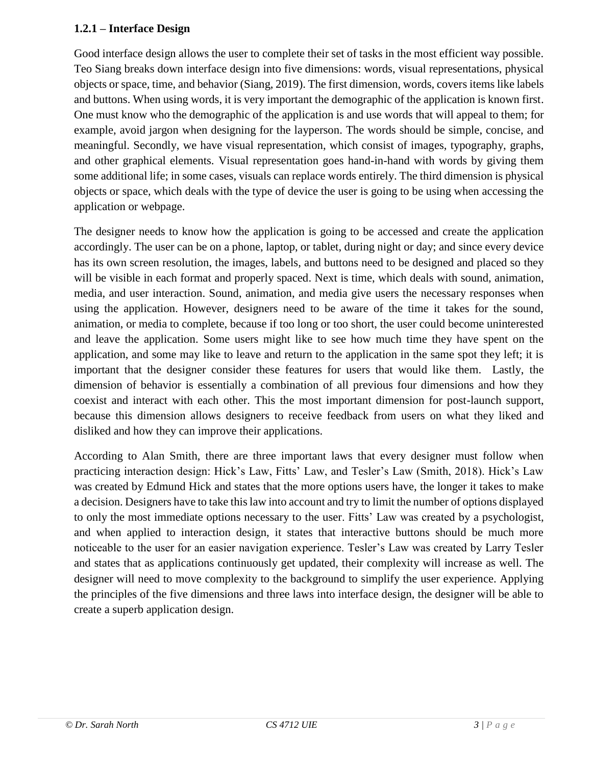### 1.2.1 – Interface Design

Good interface design allows the user to complete their set of tasks in the most efficient way possible. Teo Siang breaks down interface design into five dimensions: words, visual representations, physical objects or space, time, and behavior (Siang, 2019). The first dimension, words, covers items like labels and buttons. When using words, it is very important the demographic of the application is known first. One must know who the demographic of the application is and use words that will appeal to them; for example, avoid jargon when designing for the layperson. The words should be simple, concise, and meaningful. Secondly, we have visual representation, which consist of images, typography, graphs, and other graphical elements. Visual representation goes hand-in-hand with words by giving them some additional life; in some cases, visuals can replace words entirely. The third dimension is physical objects or space, which deals with the type of device the user is going to be using when accessing the application or webpage.

The designer needs to know how the application is going to be accessed and create the application accordingly. The user can be on a phone, laptop, or tablet, during night or day; and since every device has its own screen resolution, the images, labels, and buttons need to be designed and placed so they will be visible in each format and properly spaced. Next is time, which deals with sound, animation, media, and user interaction. Sound, animation, and media give users the necessary responses when using the application. However, designers need to be aware of the time it takes for the sound, animation, or media to complete, because if too long or too short, the user could become uninterested and leave the application. Some users might like to see how much time they have spent on the application, and some may like to leave and return to the application in the same spot they left; it is important that the designer consider these features for users that would like them. Lastly, the dimension of behavior is essentially a combination of all previous four dimensions and how they coexist and interact with each other. This the most important dimension for post-launch support, because this dimension allows designers to receive feedback from users on what they liked and disliked and how they can improve their applications.

According to Alan Smith, there are three important laws that every designer must follow when practicing interaction design: Hick's Law, Fitts' Law, and Tesler's Law (Smith, 2018). Hick's Law was created by Edmund Hick and states that the more options users have, the longer it takes to make a decision. Designers have to take this law into account and try to limit the number of options displayed to only the most immediate options necessary to the user. Fitts' Law was created by a psychologist, and when applied to interaction design, it states that interactive buttons should be much more noticeable to the user for an easier navigation experience. Tesler's Law was created by Larry Tesler and states that as applications continuously get updated, their complexity will increase as well. The designer will need to move complexity to the background to simplify the user experience. Applying the principles of the five dimensions and three laws into interface design, the designer will be able to create a superb application design.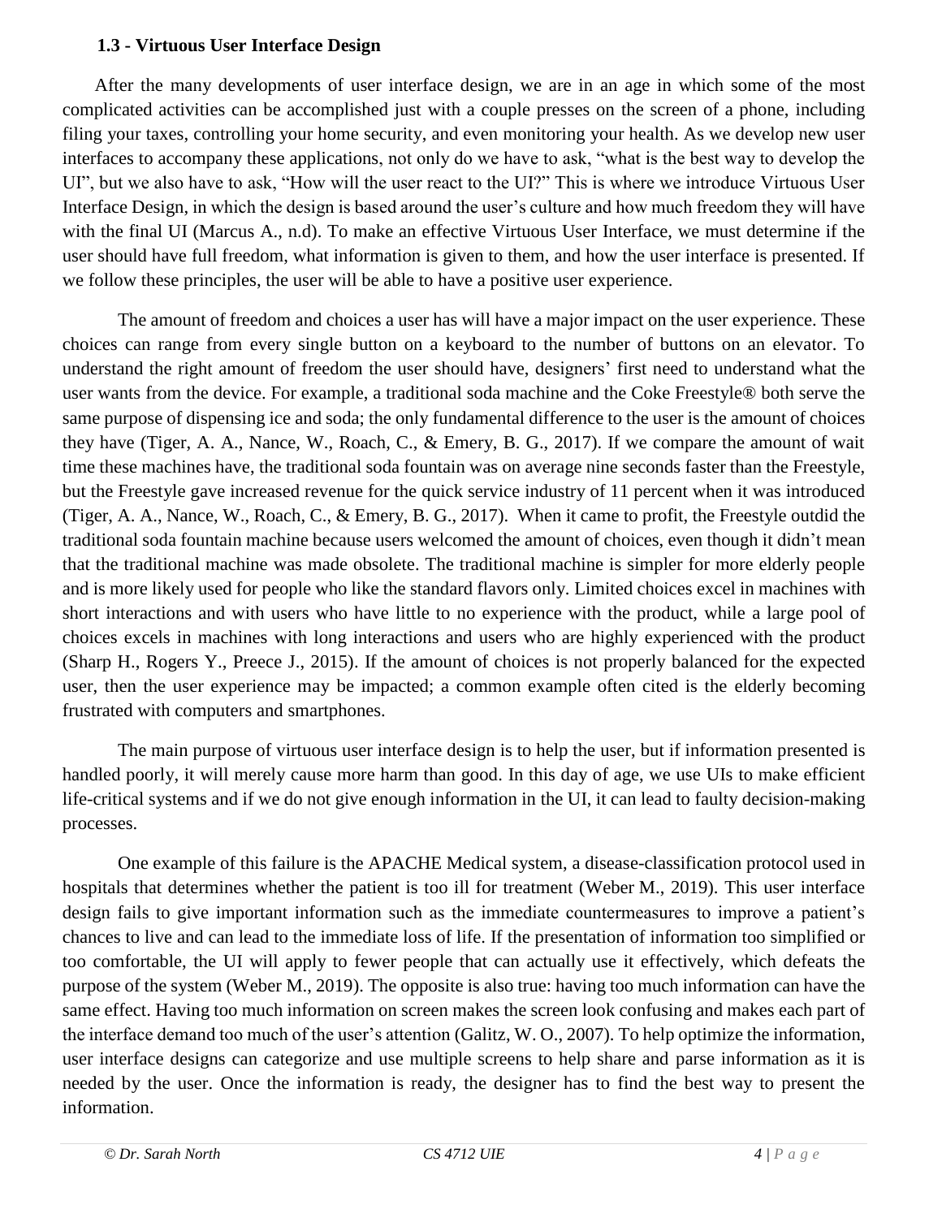### 1.3 - Virtuous User Interface Design

After the many developments of user interface design, we are in an age in which some of the most complicated activities can be accomplished just with a couple presses on the screen of a phone, including filing your taxes, controlling your home security, and even monitoring your health. As we develop new user interfaces to accompany these applications, not only do we have to ask, "what is the best way to develop the UI", but we also have to ask, "How will the user react to the UI?" This is where we introduce Virtuous User Interface Design, in which the design is based around the user's culture and how much freedom they will have with the final UI (Marcus A., n.d). To make an effective Virtuous User Interface, we must determine if the user should have full freedom, what information is given to them, and how the user interface is presented. If we follow these principles, the user will be able to have a positive user experience.

The amount of freedom and choices a user has will have a major impact on the user experience. These choices can range from every single button on a keyboard to the number of buttons on an elevator. To understand the right amount of freedom the user should have, designers' first need to understand what the user wants from the device. For example, a traditional soda machine and the Coke Freestyle® both serve the same purpose of dispensing ice and soda; the only fundamental difference to the user is the amount of choices they have (Tiger, A. A., Nance, W., Roach, C., & Emery, B. G., 2017). If we compare the amount of wait time these machines have, the traditional soda fountain was on average nine seconds faster than the Freestyle, but the Freestyle gave increased revenue for the quick service industry of 11 percent when it was introduced (Tiger, A. A., Nance, W., Roach, C., & Emery, B. G., 2017). When it came to profit, the Freestyle outdid the traditional soda fountain machine because users welcomed the amount of choices, even though it didn't mean that the traditional machine was made obsolete. The traditional machine is simpler for more elderly people and is more likely used for people who like the standard flavors only. Limited choices excel in machines with short interactions and with users who have little to no experience with the product, while a large pool of choices excels in machines with long interactions and users who are highly experienced with the product (Sharp H., Rogers Y., Preece J., 2015). If the amount of choices is not properly balanced for the expected user, then the user experience may be impacted; a common example often cited is the elderly becoming frustrated with computers and smartphones.

The main purpose of virtuous user interface design is to help the user, but if information presented is handled poorly, it will merely cause more harm than good. In this day of age, we use UIs to make efficient life-critical systems and if we do not give enough information in the UI, it can lead to faulty decision-making processes.

One example of this failure is the APACHE Medical system, a disease-classification protocol used in hospitals that determines whether the patient is too ill for treatment (Weber M., 2019). This user interface design fails to give important information such as the immediate countermeasures to improve a patient's chances to live and can lead to the immediate loss of life. If the presentation of information too simplified or too comfortable, the UI will apply to fewer people that can actually use it effectively, which defeats the purpose of the system (Weber M., 2019). The opposite is also true: having too much information can have the same effect. Having too much information on screen makes the screen look confusing and makes each part of the interface demand too much of the user's attention (Galitz, W. O., 2007). To help optimize the information, user interface designs can categorize and use multiple screens to help share and parse information as it is needed by the user. Once the information is ready, the designer has to find the best way to present the information.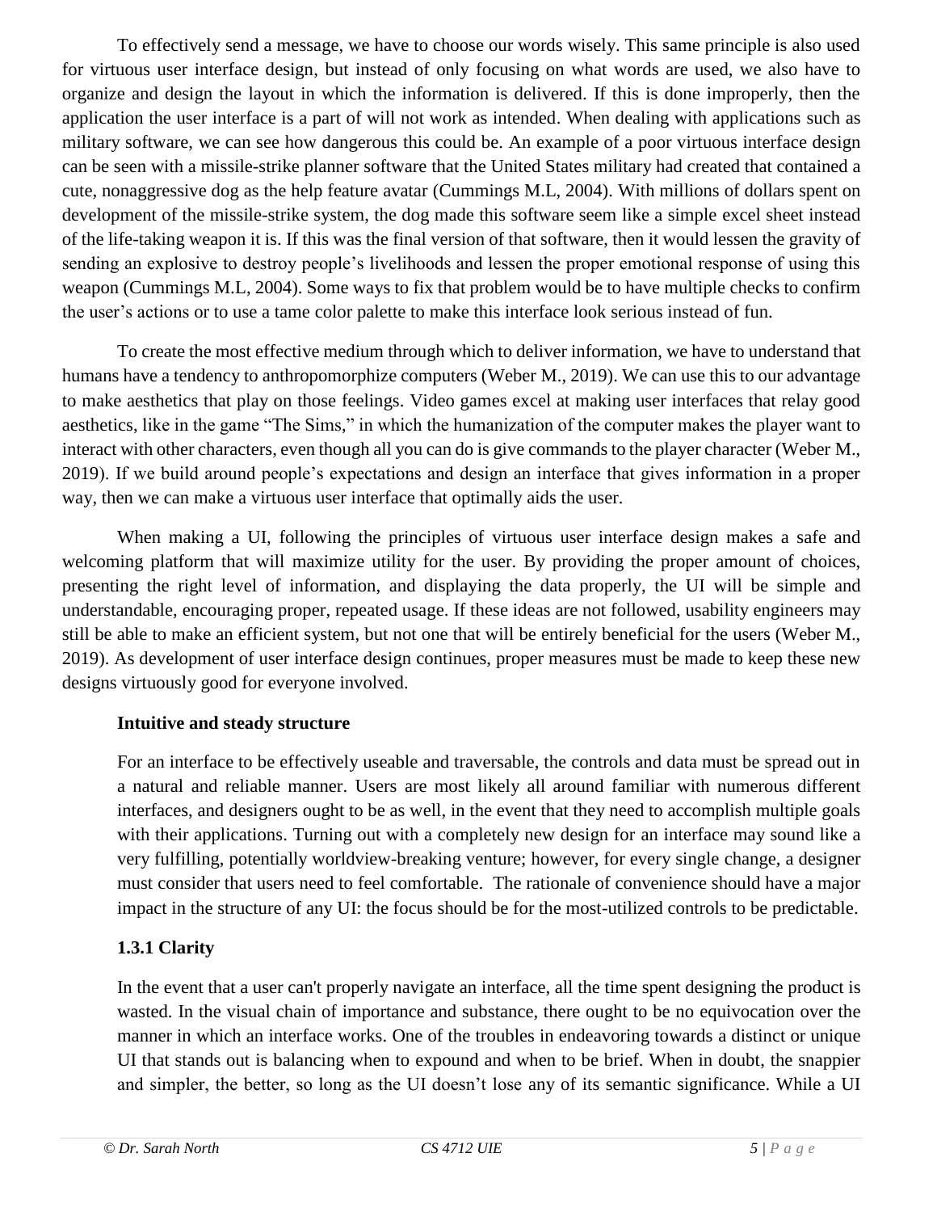To effectively send a message, we have to choose our words wisely. This same principle is also used for virtuous user interface design, but instead of only focusing on what words are used, we also have to organize and design the layout in which the information is delivered. If this is done improperly, then the application the user interface is a part of will not work as intended. When dealing with applications such as military software, we can see how dangerous this could be. An example of a poor virtuous interface design can be seen with a missile-strike planner software that the United States military had created that contained a cute, nonaggressive dog as the help feature avatar (Cummings M.L, 2004). With millions of dollars spent on development of the missile-strike system, the dog made this software seem like a simple excel sheet instead of the life-taking weapon it is. If this was the final version of that software, then it would lessen the gravity of sending an explosive to destroy people's livelihoods and lessen the proper emotional response of using this weapon (Cummings M.L, 2004). Some ways to fix that problem would be to have multiple checks to confirm the user's actions or to use a tame color palette to make this interface look serious instead of fun.

To create the most effective medium through which to deliver information, we have to understand that humans have a tendency to anthropomorphize computers (Weber M., 2019). We can use this to our advantage to make aesthetics that play on those feelings. Video games excel at making user interfaces that relay good aesthetics, like in the game "The Sims," in which the humanization of the computer makes the player want to interact with other characters, even though all you can do is give commands to the player character (Weber M., 2019). If we build around people's expectations and design an interface that gives information in a proper way, then we can make a virtuous user interface that optimally aids the user.

When making a UI, following the principles of virtuous user interface design makes a safe and welcoming platform that will maximize utility for the user. By providing the proper amount of choices, presenting the right level of information, and displaying the data properly, the UI will be simple and understandable, encouraging proper, repeated usage. If these ideas are not followed, usability engineers may still be able to make an efficient system, but not one that will be entirely beneficial for the users (Weber M., 2019). As development of user interface design continues, proper measures must be made to keep these new designs virtuously good for everyone involved.

**Intuitive and steady structure**

For an interface to be effectively useable and traversable, the controls and data must be spread out in a natural and reliable manner. Users are most likely all around familiar with numerous different interfaces, and designers ought to be as well, in the event that they need to accomplish multiple goals with their applications. Turning out with a completely new design for an interface may sound like a very fulfilling, potentially worldview-breaking venture; however, for every single change, a designer must consider that users need to feel comfortable. The rationale of convenience should have a major impact in the structure of any UI: the focus should be for the most-utilized controls to be predictable.

### 1.3.1 Clarity

In the event that a user can't properly navigate an interface, all the time spent designing the product is wasted. In the visual chain of importance and substance, there ought to be no equivocation over the manner in which an interface works. One of the troubles in endeavoring towards a distinct or unique UI that stands out is balancing when to expound and when to be brief. When in doubt, the snappier and simpler, the better, so long as the UI doesn't lose any of its semantic significance. While a UI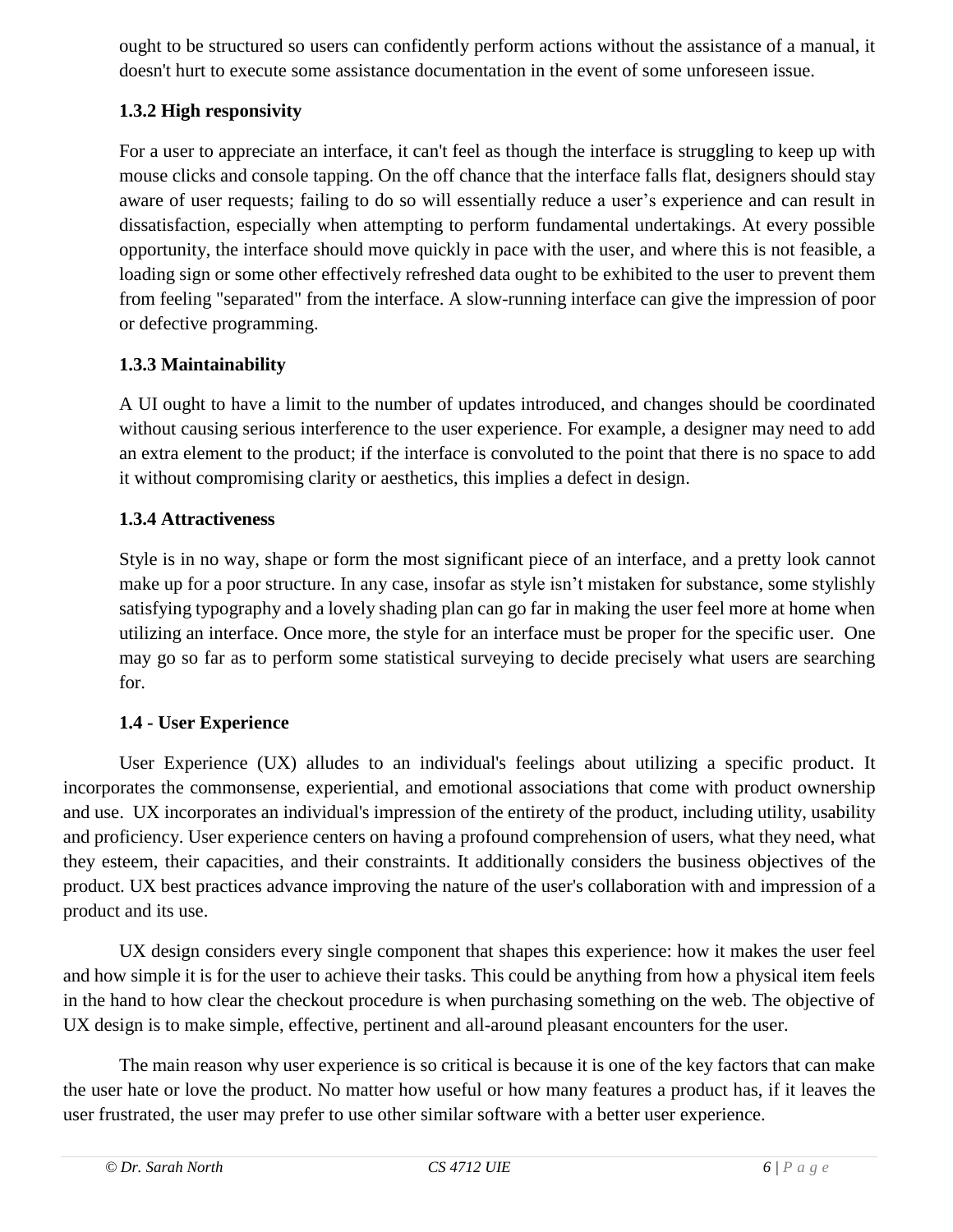ought to be structured so users can confidently perform actions without the assistance of a manual, it doesn't hurt to execute some assistance documentation in the event of some unforeseen issue.

### 1.3.2 High responsivity

For a user to appreciate an interface, it can't feel as though the interface is struggling to keep up with mouse clicks and console tapping. On the off chance that the interface falls flat, designers should stay aware of user requests; failing to do so will essentially reduce a user's experience and can result in dissatisfaction, especially when attempting to perform fundamental undertakings. At every possible opportunity, the interface should move quickly in pace with the user, and where this is not feasible, a loading sign or some other effectively refreshed data ought to be exhibited to the user to prevent them from feeling "separated" from the interface. A slow-running interface can give the impression of poor or defective programming.

### 1.3.3 Maintainability

A UI ought to have a limit to the number of updates introduced, and changes should be coordinated without causing serious interference to the user experience. For example, a designer may need to add an extra element to the product; if the interface is convoluted to the point that there is no space to add it without compromising clarity or aesthetics, this implies a defect in design.

### 1.3.4 Attractiveness

Style is in no way, shape or form the most significant piece of an interface, and a pretty look cannot make up for a poor structure. In any case, insofar as style isn't mistaken for substance, some stylishly satisfying typography and a lovely shading plan can go far in making the user feel more at home when utilizing an interface. Once more, the style for an interface must be proper for the specific user. One may go so far as to perform some statistical surveying to decide precisely what users are searching for.

## 1.4 - User Experience

User Experience (UX) alludes to an individual's feelings about utilizing a specific product. It incorporates the commonsense, experiential, and emotional associations that come with product ownership and use. UX incorporates an individual's impression of the entirety of the product, including utility, usability and proficiency. User experience centers on having a profound comprehension of users, what they need, what they esteem, their capacities, and their constraints. It additionally considers the business objectives of the product. UX best practices advance improving the nature of the user's collaboration with and impression of a product and its use.

UX design considers every single component that shapes this experience: how it makes the user feel and how simple it is for the user to achieve their tasks. This could be anything from how a physical item feels in the hand to how clear the checkout procedure is when purchasing something on the web. The objective of UX design is to make simple, effective, pertinent and all-around pleasant encounters for the user.

The main reason why user experience is so critical is because it is one of the key factors that can make the user hate or love the product. No matter how useful or how many features a product has, if it leaves the user frustrated, the user may prefer to use other similar software with a better user experience.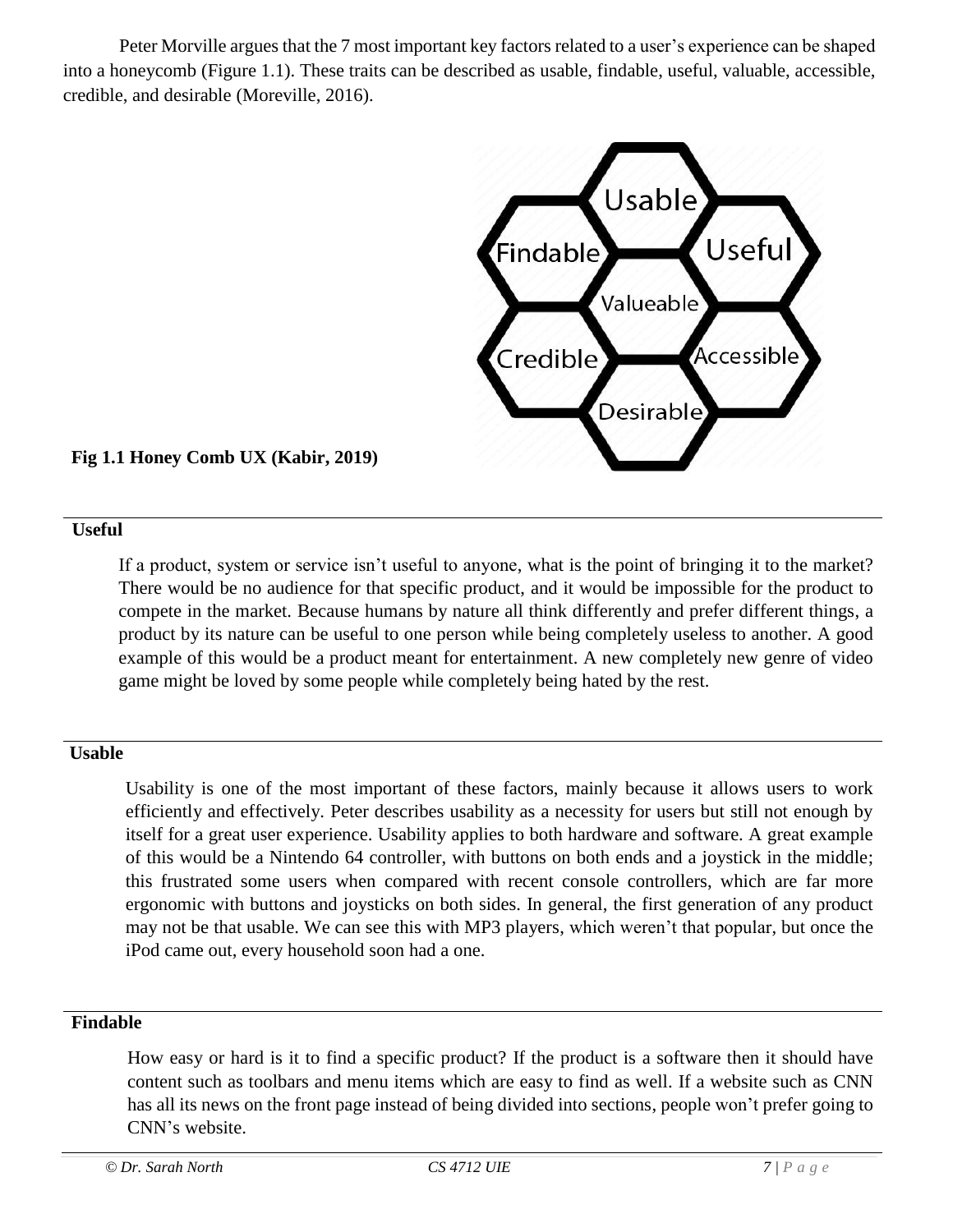Peter Morville argues that the 7 most important key factors related to a user's experience can be shaped into a honeycomb (Figure 1.1). These traits can be described as usable, findable, useful, valuable, accessible, credible, and desirable (Moreville, 2016).

**Fig 1.1 Honey Comb UX (Kabir, 2019)**

### Useful

If a product, system or service isn't useful to anyone, what is the point of bringing it to the market? There would be no audience for that specific product, and it would be impossible for the product to compete in the market. Because humans by nature all think differently and prefer different things, a product by its nature can be useful to one person while being completely useless to another. A good example of this would be a product meant for entertainment. A new completely new genre of video game might be loved by some people while completely being hated by the rest.

### Usable

Usability is one of the most important of these factors, mainly because it allows users to work efficiently and effectively. Peter describes usability as a necessity for users but still not enough by itself for a great user experience. Usability applies to both hardware and software. A great example of this would be a Nintendo 64 controller, with buttons on both ends and a joystick in the middle; this frustrated some users when compared with recent console controllers, which are far more ergonomic with buttons and joysticks on both sides. In general, the first generation of any product may not be that usable. We can see this with MP3 players, which weren't that popular, but once the iPod came out, every household soon had a one.

### Findable

How easy or hard is it to find a specific product? If the product is a software then it should have content such as toolbars and menu items which are easy to find as well. If a website such as CNN has all its news on the front page instead of being divided into sections, people won't prefer going to CNN's website.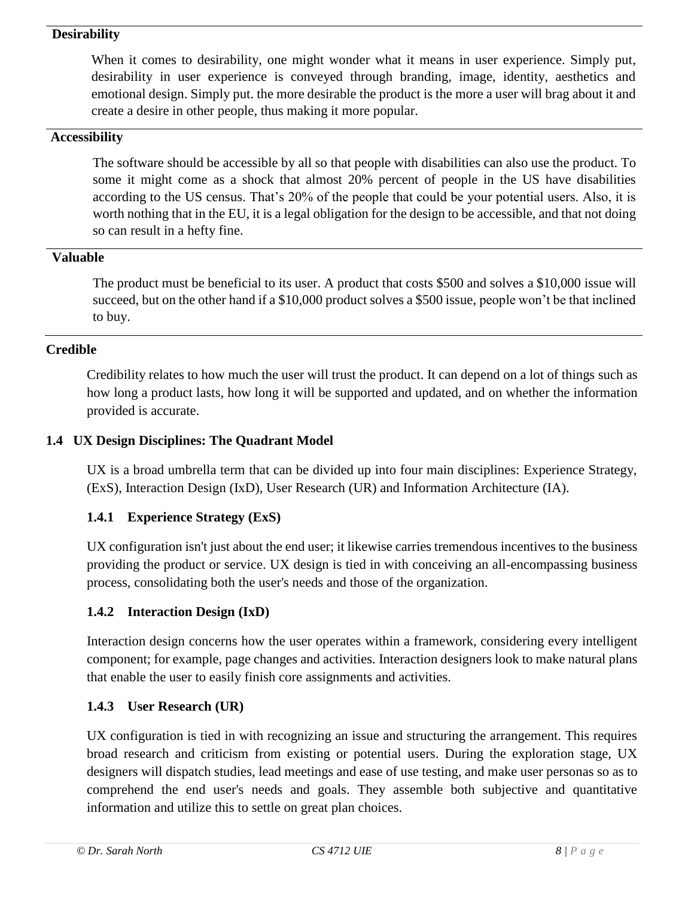**Desirability**

When it comes to desirability, one might wonder what it means in user experience. Simply put, desirability in user experience is conveyed through branding, image, identity, aesthetics and emotional design. Simply put. the more desirable the product is the more a user will brag about it and create a desire in other people, thus making it more popular.

**Accessibility**

The software should be accessible by all so that people with disabilities can also use the product. To some it might come as a shock that almost 20% percent of people in the US have disabilities according to the US census. That's 20% of the people that could be your potential users. Also, it is worth nothing that in the EU, it is a legal obligation for the design to be accessible, and that not doing so can result in a hefty fine.

**Valuable**

The product must be beneficial to its user. A product that costs $500 and solves a $10,000 issue will succeed, but on the other hand if a $10,000 product solves a $500 issue, people won't be that inclined to buy.

**Credible**

Credibility relates to how much the user will trust the product. It can depend on a lot of things such as how long a product lasts, how long it will be supported and updated, and on whether the information provided is accurate.

## 1.4 UX Design Disciplines: The Quadrant Model

UX is a broad umbrella term that can be divided up into four main disciplines: Experience Strategy, (ExS), Interaction Design (IxD), User Research (UR) and Information Architecture (IA).

### 1.4.1 Experience Strategy (ExS)

UX configuration isn't just about the end user; it likewise carries tremendous incentives to the business providing the product or service. UX design is tied in with conceiving an all-encompassing business process, consolidating both the user's needs and those of the organization.

### 1.4.2 Interaction Design (IxD)

Interaction design concerns how the user operates within a framework, considering every intelligent component; for example, page changes and activities. Interaction designers look to make natural plans that enable the user to easily finish core assignments and activities.

### 1.4.3 User Research (UR)

UX configuration is tied in with recognizing an issue and structuring the arrangement. This requires broad research and criticism from existing or potential users. During the exploration stage, UX designers will dispatch studies, lead meetings and ease of use testing, and make user personas so as to comprehend the end user's needs and goals. They assemble both subjective and quantitative information and utilize this to settle on great plan choices.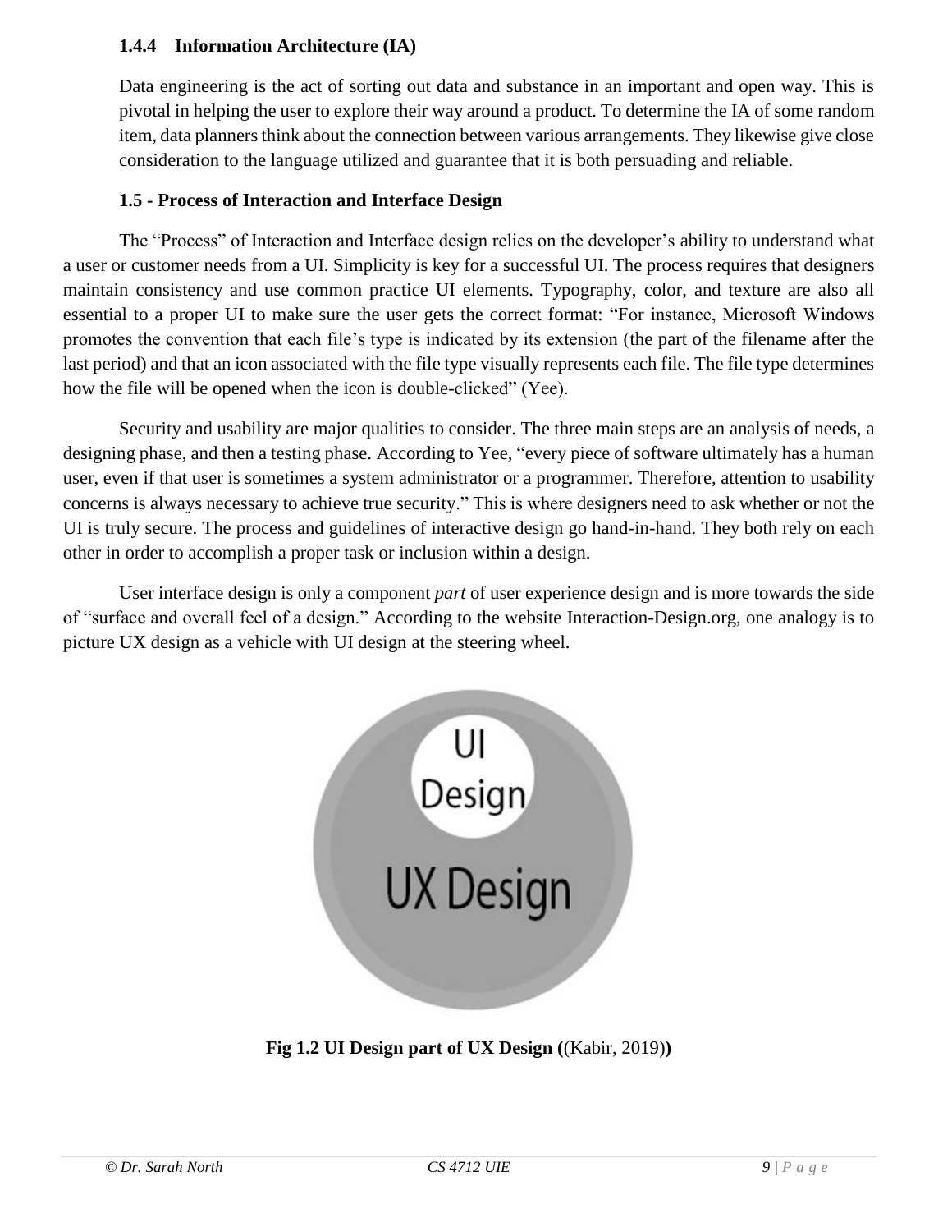### 1.4.4 Information Architecture (IA)

Data engineering is the act of sorting out data and substance in an important and open way. This is pivotal in helping the user to explore their way around a product. To determine the IA of some random item, data planners think about the connection between various arrangements. They likewise give close consideration to the language utilized and guarantee that it is both persuading and reliable.

### 1.5 - Process of Interaction and Interface Design

The "Process" of Interaction and Interface design relies on the developer's ability to understand what a user or customer needs from a UI. Simplicity is key for a successful UI. The process requires that designers maintain consistency and use common practice UI elements. Typography, color, and texture are also all essential to a proper UI to make sure the user gets the correct format: "For instance, Microsoft Windows promotes the convention that each file's type is indicated by its extension (the part of the filename after the last period) and that an icon associated with the file type visually represents each file. The file type determines how the file will be opened when the icon is double-clicked" (Yee).

Security and usability are major qualities to consider. The three main steps are an analysis of needs, a designing phase, and then a testing phase. According to Yee, "every piece of software ultimately has a human user, even if that user is sometimes a system administrator or a programmer. Therefore, attention to usability concerns is always necessary to achieve true security." This is where designers need to ask whether or not the UI is truly secure. The process and guidelines of interactive design go hand-in-hand. They both rely on each other in order to accomplish a proper task or inclusion within a design.

User interface design is only a component *part* of user experience design and is more towards the side of "surface and overall feel of a design." According to the website Interaction-Design.org, one analogy is to picture UX design as a vehicle with UI design at the steering wheel.

UI Design

UX Design

**Fig 1.2 UI Design part of UX Design (**(Kabir, 2019)**)**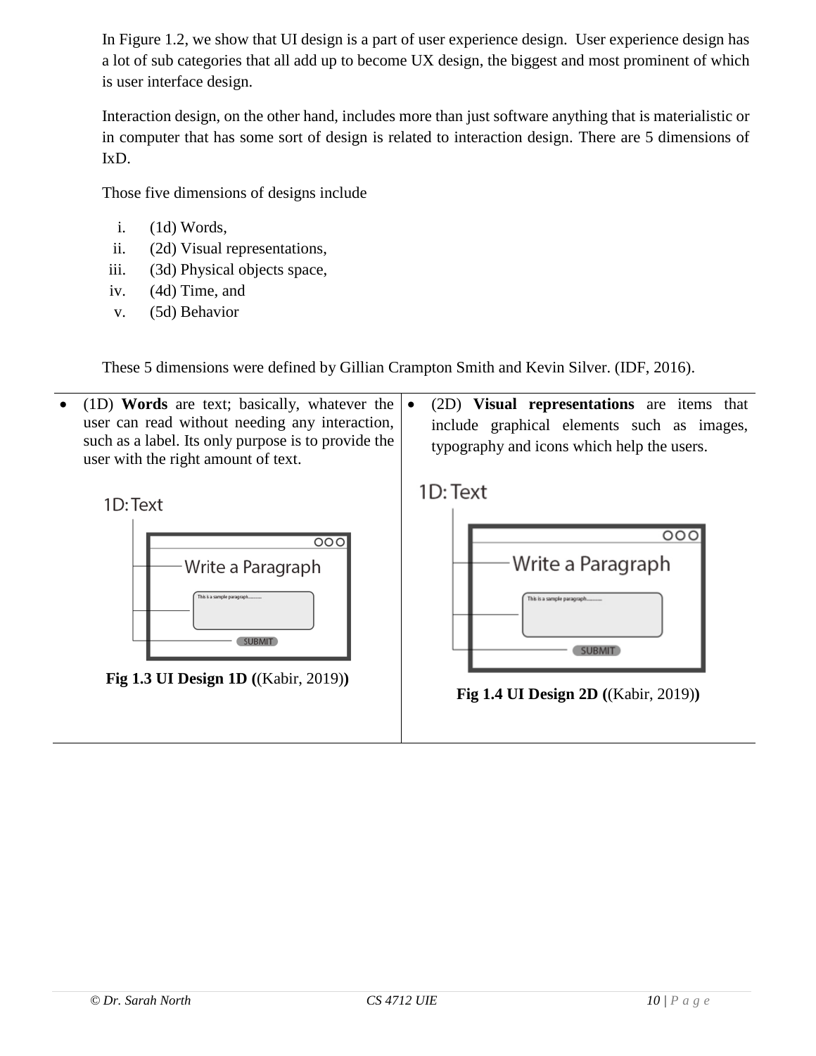In Figure 1.2, we show that UI design is a part of user experience design. User experience design has a lot of sub categories that all add up to become UX design, the biggest and most prominent of which is user interface design.

Interaction design, on the other hand, includes more than just software anything that is materialistic or in computer that has some sort of design is related to interaction design. There are 5 dimensions of IxD.

Those five dimensions of designs include

i. (1d) Words,
ii. (2d) Visual representations,
iii. (3d) Physical objects space,
iv. (4d) Time, and
v. (5d) Behavior

These 5 dimensions were defined by Gillian Crampton Smith and Kevin Silver. (IDF, 2016).

| | |
|---|---|
| • (1D) **Words** are text; basically, whatever the user can read without needing any interaction, such as a label. Its only purpose is to provide the user with the right amount of text.<br><br>**Fig 1.3 UI Design 1D (**(Kabir, 2019)**)** | • (2D) **Visual representations** are items that include graphical elements such as images, typography and icons which help the users.<br><br>**Fig 1.4 UI Design 2D (**(Kabir, 2019)**)** |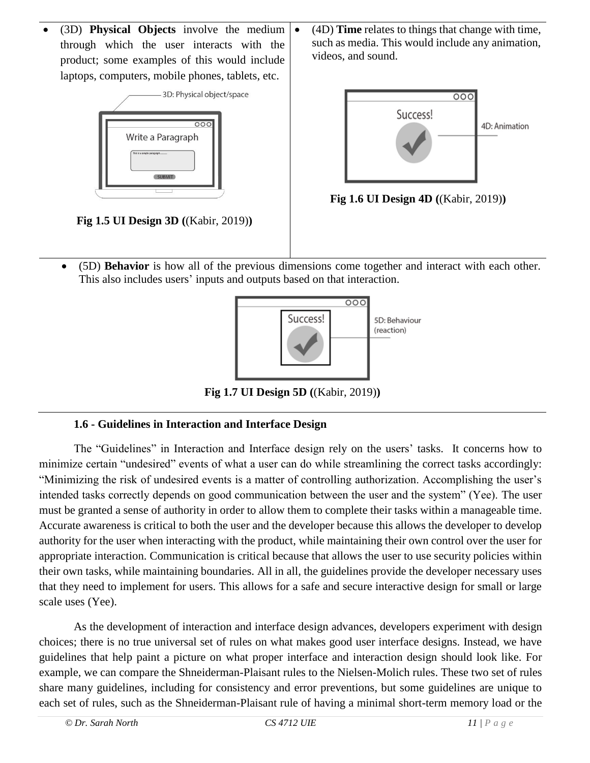- (3D) **Physical Objects** involve the medium through which the user interacts with the product; some examples of this would include laptops, computers, mobile phones, tablets, etc.

**Fig 1.5 UI Design 3D (**(Kabir, 2019)**)**

- (4D) **Time** relates to things that change with time, such as media. This would include any animation, videos, and sound.

**Fig 1.6 UI Design 4D (**(Kabir, 2019)**)**

- (5D) **Behavior** is how all of the previous dimensions come together and interact with each other. This also includes users' inputs and outputs based on that interaction.

**Fig 1.7 UI Design 5D (**(Kabir, 2019)**)**

### 1.6 - Guidelines in Interaction and Interface Design

The "Guidelines" in Interaction and Interface design rely on the users' tasks. It concerns how to minimize certain "undesired" events of what a user can do while streamlining the correct tasks accordingly: "Minimizing the risk of undesired events is a matter of controlling authorization. Accomplishing the user's intended tasks correctly depends on good communication between the user and the system" (Yee). The user must be granted a sense of authority in order to allow them to complete their tasks within a manageable time. Accurate awareness is critical to both the user and the developer because this allows the developer to develop authority for the user when interacting with the product, while maintaining their own control over the user for appropriate interaction. Communication is critical because that allows the user to use security policies within their own tasks, while maintaining boundaries. All in all, the guidelines provide the developer necessary uses that they need to implement for users. This allows for a safe and secure interactive design for small or large scale uses (Yee).

As the development of interaction and interface design advances, developers experiment with design choices; there is no true universal set of rules on what makes good user interface designs. Instead, we have guidelines that help paint a picture on what proper interface and interaction design should look like. For example, we can compare the Shneiderman-Plaisant rules to the Nielsen-Molich rules. These two set of rules share many guidelines, including for consistency and error preventions, but some guidelines are unique to each set of rules, such as the Shneiderman-Plaisant rule of having a minimal short-term memory load or the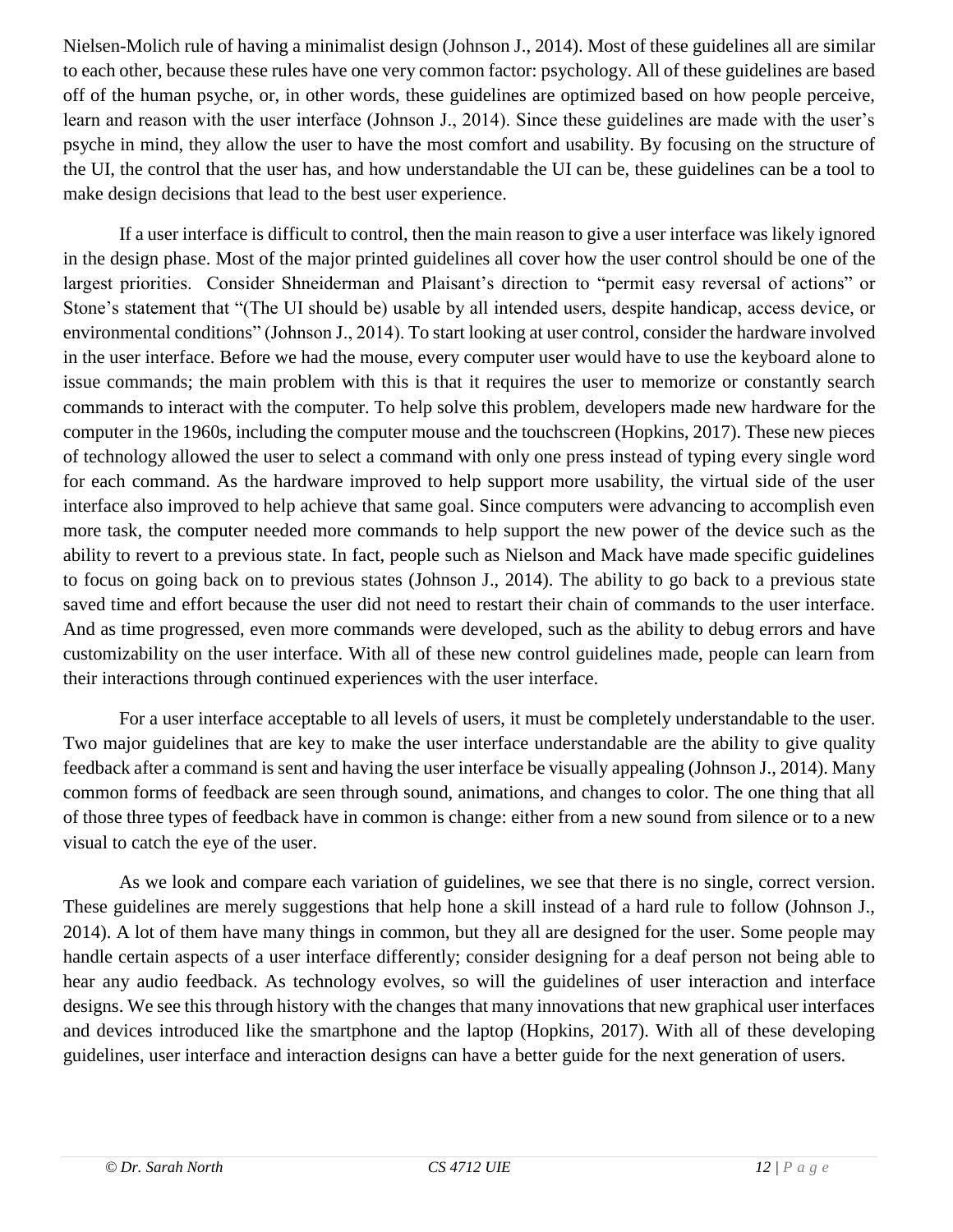Nielsen-Molich rule of having a minimalist design (Johnson J., 2014). Most of these guidelines all are similar to each other, because these rules have one very common factor: psychology. All of these guidelines are based off of the human psyche, or, in other words, these guidelines are optimized based on how people perceive, learn and reason with the user interface (Johnson J., 2014). Since these guidelines are made with the user's psyche in mind, they allow the user to have the most comfort and usability. By focusing on the structure of the UI, the control that the user has, and how understandable the UI can be, these guidelines can be a tool to make design decisions that lead to the best user experience.

If a user interface is difficult to control, then the main reason to give a user interface was likely ignored in the design phase. Most of the major printed guidelines all cover how the user control should be one of the largest priorities. Consider Shneiderman and Plaisant's direction to "permit easy reversal of actions" or Stone's statement that "(The UI should be) usable by all intended users, despite handicap, access device, or environmental conditions" (Johnson J., 2014). To start looking at user control, consider the hardware involved in the user interface. Before we had the mouse, every computer user would have to use the keyboard alone to issue commands; the main problem with this is that it requires the user to memorize or constantly search commands to interact with the computer. To help solve this problem, developers made new hardware for the computer in the 1960s, including the computer mouse and the touchscreen (Hopkins, 2017). These new pieces of technology allowed the user to select a command with only one press instead of typing every single word for each command. As the hardware improved to help support more usability, the virtual side of the user interface also improved to help achieve that same goal. Since computers were advancing to accomplish even more task, the computer needed more commands to help support the new power of the device such as the ability to revert to a previous state. In fact, people such as Nielson and Mack have made specific guidelines to focus on going back on to previous states (Johnson J., 2014). The ability to go back to a previous state saved time and effort because the user did not need to restart their chain of commands to the user interface. And as time progressed, even more commands were developed, such as the ability to debug errors and have customizability on the user interface. With all of these new control guidelines made, people can learn from their interactions through continued experiences with the user interface.

For a user interface acceptable to all levels of users, it must be completely understandable to the user. Two major guidelines that are key to make the user interface understandable are the ability to give quality feedback after a command is sent and having the user interface be visually appealing (Johnson J., 2014). Many common forms of feedback are seen through sound, animations, and changes to color. The one thing that all of those three types of feedback have in common is change: either from a new sound from silence or to a new visual to catch the eye of the user.

As we look and compare each variation of guidelines, we see that there is no single, correct version. These guidelines are merely suggestions that help hone a skill instead of a hard rule to follow (Johnson J., 2014). A lot of them have many things in common, but they all are designed for the user. Some people may handle certain aspects of a user interface differently; consider designing for a deaf person not being able to hear any audio feedback. As technology evolves, so will the guidelines of user interaction and interface designs. We see this through history with the changes that many innovations that new graphical user interfaces and devices introduced like the smartphone and the laptop (Hopkins, 2017). With all of these developing guidelines, user interface and interaction designs can have a better guide for the next generation of users.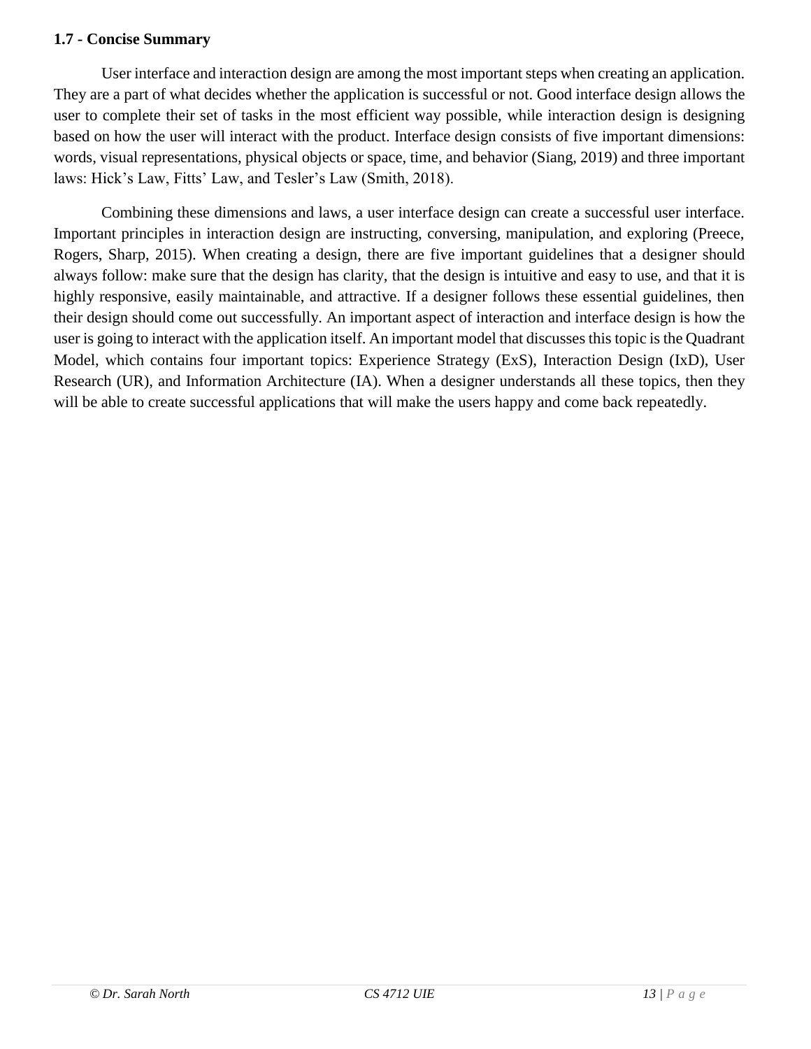### 1.7 - Concise Summary

User interface and interaction design are among the most important steps when creating an application. They are a part of what decides whether the application is successful or not. Good interface design allows the user to complete their set of tasks in the most efficient way possible, while interaction design is designing based on how the user will interact with the product. Interface design consists of five important dimensions: words, visual representations, physical objects or space, time, and behavior (Siang, 2019) and three important laws: Hick's Law, Fitts' Law, and Tesler's Law (Smith, 2018).

Combining these dimensions and laws, a user interface design can create a successful user interface. Important principles in interaction design are instructing, conversing, manipulation, and exploring (Preece, Rogers, Sharp, 2015). When creating a design, there are five important guidelines that a designer should always follow: make sure that the design has clarity, that the design is intuitive and easy to use, and that it is highly responsive, easily maintainable, and attractive. If a designer follows these essential guidelines, then their design should come out successfully. An important aspect of interaction and interface design is how the user is going to interact with the application itself. An important model that discusses this topic is the Quadrant Model, which contains four important topics: Experience Strategy (ExS), Interaction Design (IxD), User Research (UR), and Information Architecture (IA). When a designer understands all these topics, then they will be able to create successful applications that will make the users happy and come back repeatedly.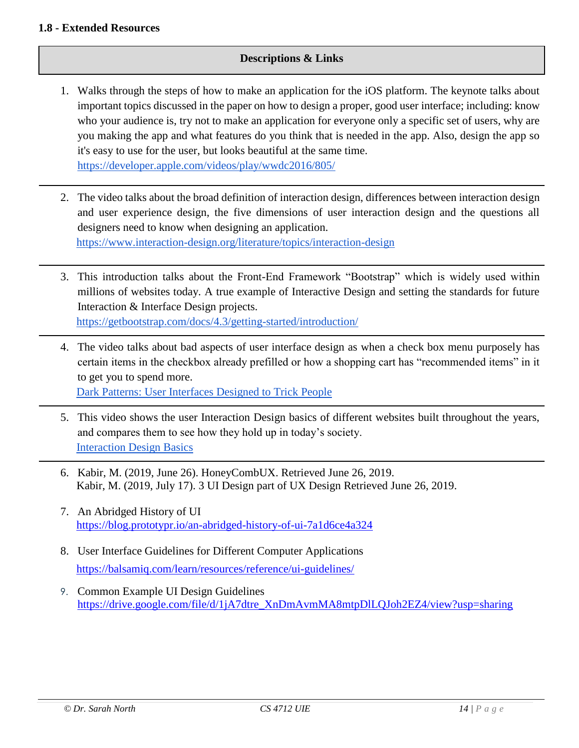**1.8 - Extended Resources**

| Descriptions & Links |
|---|

1. Walks through the steps of how to make an application for the iOS platform. The keynote talks about important topics discussed in the paper on how to design a proper, good user interface; including: know who your audience is, try not to make an application for everyone only a specific set of users, why are you making the app and what features do you think that is needed in the app. Also, design the app so it's easy to use for the user, but looks beautiful at the same time.
   https://developer.apple.com/videos/play/wwdc2016/805/

2. The video talks about the broad definition of interaction design, differences between interaction design and user experience design, the five dimensions of user interaction design and the questions all designers need to know when designing an application.
   https://www.interaction-design.org/literature/topics/interaction-design

3. This introduction talks about the Front-End Framework "Bootstrap" which is widely used within millions of websites today. A true example of Interactive Design and setting the standards for future Interaction & Interface Design projects.
   https://getbootstrap.com/docs/4.3/getting-started/introduction/

4. The video talks about bad aspects of user interface design as when a check box menu purposely has certain items in the checkbox already prefilled or how a shopping cart has "recommended items" in it to get you to spend more.
   Dark Patterns: User Interfaces Designed to Trick People

5. This video shows the user Interaction Design basics of different websites built throughout the years, and compares them to see how they hold up in today's society.
   Interaction Design Basics

6. Kabir, M. (2019, June 26). HoneyCombUX. Retrieved June 26, 2019.
   Kabir, M. (2019, July 17). 3 UI Design part of UX Design Retrieved June 26, 2019.

7. An Abridged History of UI
   https://blog.prototypr.io/an-abridged-history-of-ui-7a1d6ce4a324

8. User Interface Guidelines for Different Computer Applications
   https://balsamiq.com/learn/resources/reference/ui-guidelines/

9. Common Example UI Design Guidelines
   https://drive.google.com/file/d/1jA7dtre_XnDmAvmMA8mtpDlLQJoh2EZ4/view?usp=sharing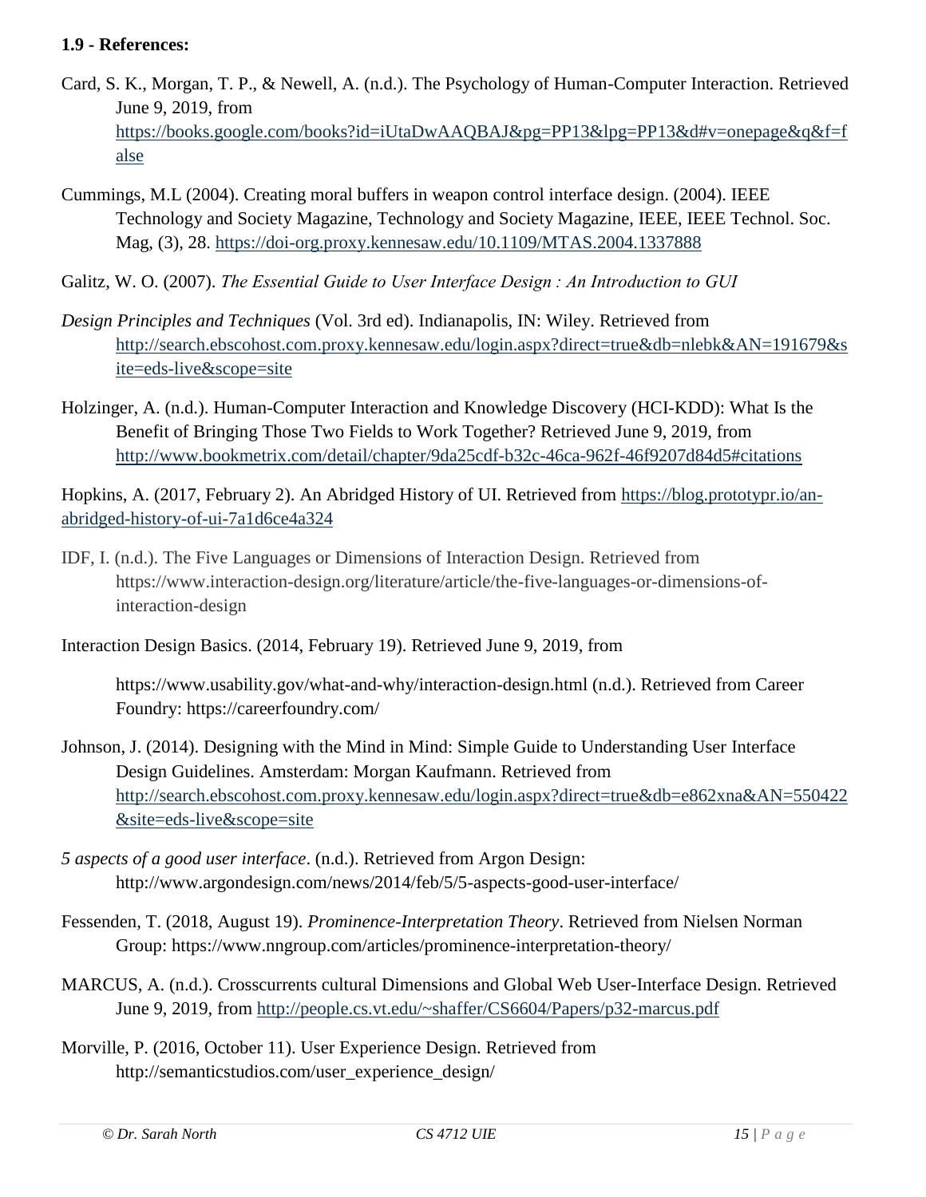**1.9 - References:**

Card, S. K., Morgan, T. P., & Newell, A. (n.d.). The Psychology of Human-Computer Interaction. Retrieved June 9, 2019, from https://books.google.com/books?id=iUtaDwAAQBAJ&pg=PP13&lpg=PP13&d#v=onepage&q&f=false

Cummings, M.L (2004). Creating moral buffers in weapon control interface design. (2004). IEEE Technology and Society Magazine, Technology and Society Magazine, IEEE, IEEE Technol. Soc. Mag, (3), 28. https://doi-org.proxy.kennesaw.edu/10.1109/MTAS.2004.1337888

Galitz, W. O. (2007). *The Essential Guide to User Interface Design : An Introduction to GUI*

*Design Principles and Techniques* (Vol. 3rd ed). Indianapolis, IN: Wiley. Retrieved from http://search.ebscohost.com.proxy.kennesaw.edu/login.aspx?direct=true&db=nlebk&AN=191679&site=eds-live&scope=site

Holzinger, A. (n.d.). Human-Computer Interaction and Knowledge Discovery (HCI-KDD): What Is the Benefit of Bringing Those Two Fields to Work Together? Retrieved June 9, 2019, from http://www.bookmetrix.com/detail/chapter/9da25cdf-b32c-46ca-962f-46f9207d84d5#citations

Hopkins, A. (2017, February 2). An Abridged History of UI. Retrieved from https://blog.prototypr.io/an-abridged-history-of-ui-7a1d6ce4a324

IDF, I. (n.d.). The Five Languages or Dimensions of Interaction Design. Retrieved from https://www.interaction-design.org/literature/article/the-five-languages-or-dimensions-of-interaction-design

Interaction Design Basics. (2014, February 19). Retrieved June 9, 2019, from

https://www.usability.gov/what-and-why/interaction-design.html (n.d.). Retrieved from Career Foundry: https://careerfoundry.com/

Johnson, J. (2014). Designing with the Mind in Mind: Simple Guide to Understanding User Interface Design Guidelines. Amsterdam: Morgan Kaufmann. Retrieved from http://search.ebscohost.com.proxy.kennesaw.edu/login.aspx?direct=true&db=e862xna&AN=550422&site=eds-live&scope=site

*5 aspects of a good user interface*. (n.d.). Retrieved from Argon Design: http://www.argondesign.com/news/2014/feb/5/5-aspects-good-user-interface/

Fessenden, T. (2018, August 19). *Prominence-Interpretation Theory*. Retrieved from Nielsen Norman Group: https://www.nngroup.com/articles/prominence-interpretation-theory/

MARCUS, A. (n.d.). Crosscurrents cultural Dimensions and Global Web User-Interface Design. Retrieved June 9, 2019, from http://people.cs.vt.edu/~shaffer/CS6604/Papers/p32-marcus.pdf

Morville, P. (2016, October 11). User Experience Design. Retrieved from http://semanticstudios.com/user_experience_design/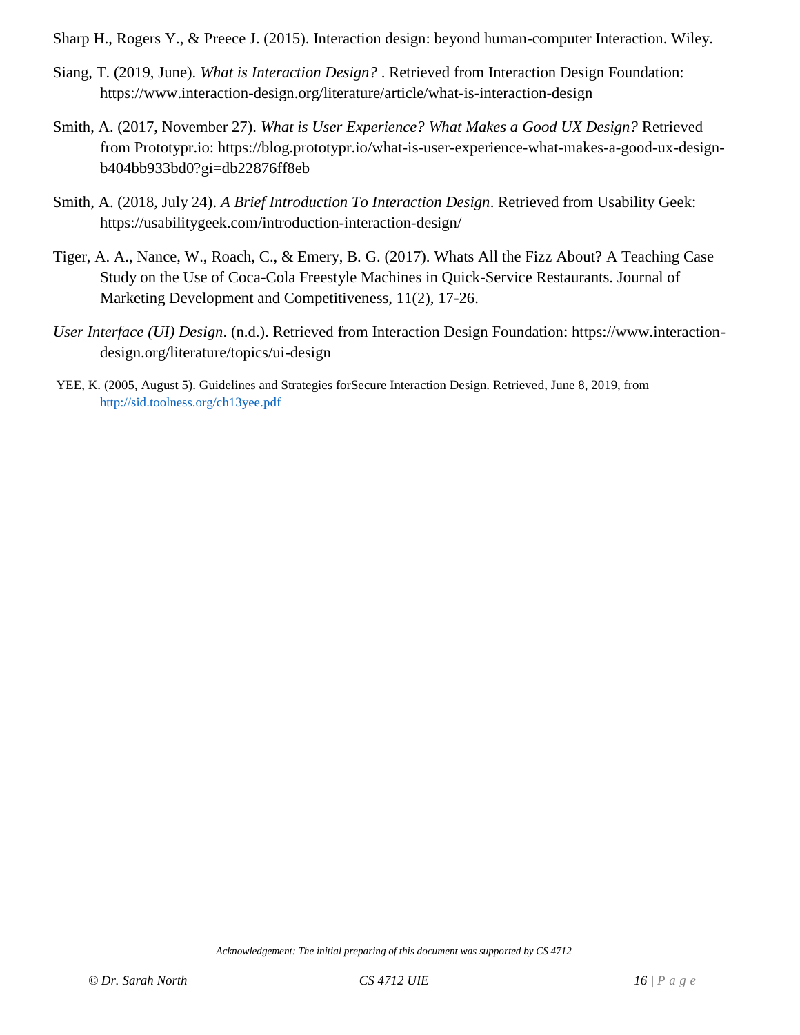Sharp H., Rogers Y., & Preece J. (2015). Interaction design: beyond human-computer Interaction. Wiley.

Siang, T. (2019, June). *What is Interaction Design?* . Retrieved from Interaction Design Foundation: https://www.interaction-design.org/literature/article/what-is-interaction-design

Smith, A. (2017, November 27). *What is User Experience? What Makes a Good UX Design?* Retrieved from Prototypr.io: https://blog.prototypr.io/what-is-user-experience-what-makes-a-good-ux-design-b404bb933bd0?gi=db22876ff8eb

Smith, A. (2018, July 24). *A Brief Introduction To Interaction Design*. Retrieved from Usability Geek: https://usabilitygeek.com/introduction-interaction-design/

Tiger, A. A., Nance, W., Roach, C., & Emery, B. G. (2017). Whats All the Fizz About? A Teaching Case Study on the Use of Coca-Cola Freestyle Machines in Quick-Service Restaurants. Journal of Marketing Development and Competitiveness, 11(2), 17-26.

*User Interface (UI) Design*. (n.d.). Retrieved from Interaction Design Foundation: https://www.interaction-design.org/literature/topics/ui-design

YEE, K. (2005, August 5). Guidelines and Strategies forSecure Interaction Design. Retrieved, June 8, 2019, from http://sid.toolness.org/ch13yee.pdf

*Acknowledgement: The initial preparing of this document was supported by CS 4712*